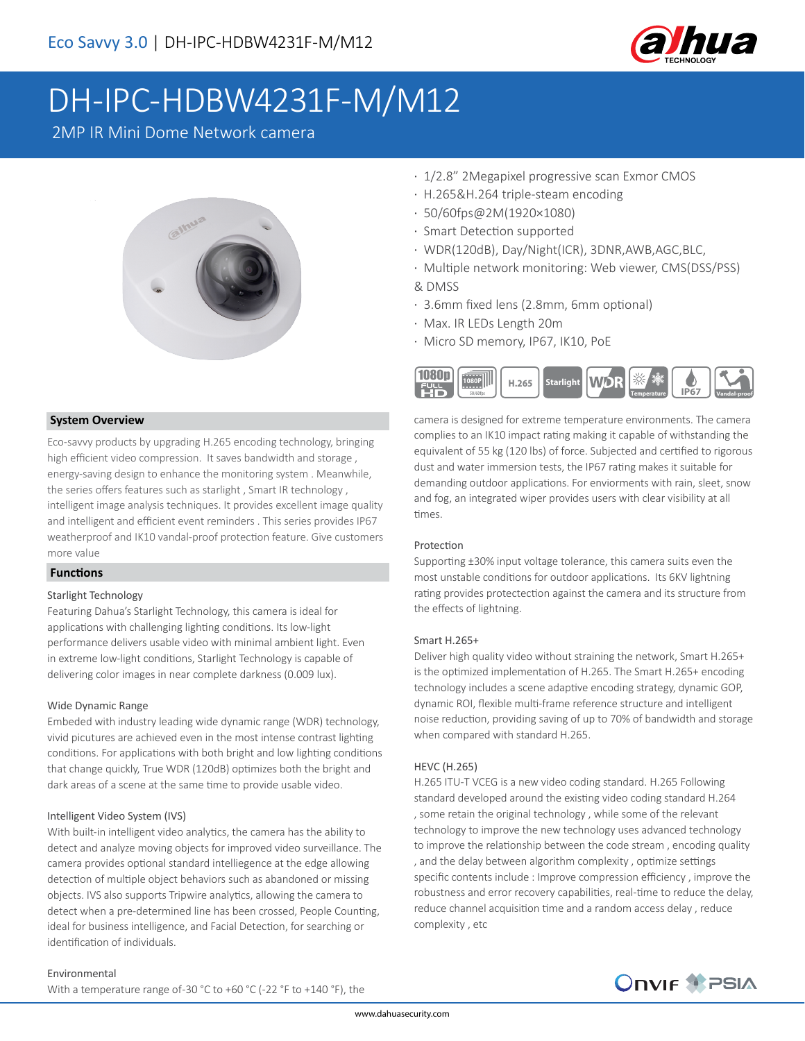# DH-IPC-HDBW4231F-M/M12

2MP IR Mini Dome Network camera

- 1/2.8" 2Megapixel progressive scan Exmor CMOS
- H.265&H.264 triple-steam encoding
- 50/60fps@2M(1920×1080)
- Smart Detection supported
- WDR(120dB), Day/Night(ICR), 3DNR,AWB,AGC,BLC,
- Multiple network monitoring: Web viewer, CMS(DSS/PSS) & DMSS
- 3.6mm fixed lens (2.8mm, 6mm optional)
- Max. IR LEDs Length 20m
- Micro SD memory, IP67, IK10, PoE

## System Overview

Eco-savvy products by upgrading H.265 encoding technology, bringing high efficient video compression. It saves bandwidth and storage , energy-saving design to enhance the monitoring system . Meanwhile, the series offers features such as starlight , Smart IR technology , intelligent image analysis techniques. It provides excellent image quality and intelligent and efficient event reminders . This series provides IP67 weatherproof and IK10 vandal-proof protection feature. Give customers more value

## Functions

### Starlight Technology

Featuring Dahua's Starlight Technology, this camera is ideal for applications with challenging lighting conditions. Its low-light performance delivers usable video with minimal ambient light. Even in extreme low-light conditions, Starlight Technology is capable of delivering color images in near complete darkness (0.009 lux).

### Wide Dynamic Range

Embeded with industry leading wide dynamic range (WDR) technology, vivid picutures are achieved even in the most intense contrast lighting conditions. For applications with both bright and low lighting conditions that change quickly, True WDR (120dB) optimizes both the bright and dark areas of a scene at the same time to provide usable video.

### Intelligent Video System (IVS)

With built-in intelligent video analytics, the camera has the ability to detect and analyze moving objects for improved video surveillance. The camera provides optional standard intelliegence at the edge allowing detection of multiple object behaviors such as abandoned or missing objects. IVS also supports Tripwire analytics, allowing the camera to detect when a pre-determined line has been crossed, People Counting, ideal for business intelligence, and Facial Detection, for searching or identification of individuals.

### Environmental

With a temperature range of-30 °C to +60 °C (-22 °F to +140 °F), the camera is designed for extreme temperature environments. The camera complies to an IK10 impact rating making it capable of withstanding the equivalent of 55 kg (120 lbs) of force. Subjected and certified to rigorous dust and water immersion tests, the IP67 rating makes it suitable for demanding outdoor applications. For enviorments with rain, sleet, snow and fog, an integrated wiper provides users with clear visibility at all times.

### Protection

Supporting ±30% input voltage tolerance, this camera suits even the most unstable conditions for outdoor applications. Its 6KV lightning rating provides protectection against the camera and its structure from the effects of lightning.

### Smart H.265+

Deliver high quality video without straining the network, Smart H.265+ is the optimized implementation of H.265. The Smart H.265+ encoding technology includes a scene adaptive encoding strategy, dynamic GOP, dynamic ROI, flexible multi-frame reference structure and intelligent noise reduction, providing saving of up to 70% of bandwidth and storage when compared with standard H.265.

### HEVC (H.265)

H.265 ITU-T VCEG is a new video coding standard. H.265 Following standard developed around the existing video coding standard H.264 , some retain the original technology , while some of the relevant technology to improve the new technology uses advanced technology to improve the relationship between the code stream , encoding quality , and the delay between algorithm complexity , optimize settings specific contents include : Improve compression efficiency , improve the robustness and error recovery capabilities, real-time to reduce the delay, reduce channel acquisition time and a random access delay , reduce complexity , etc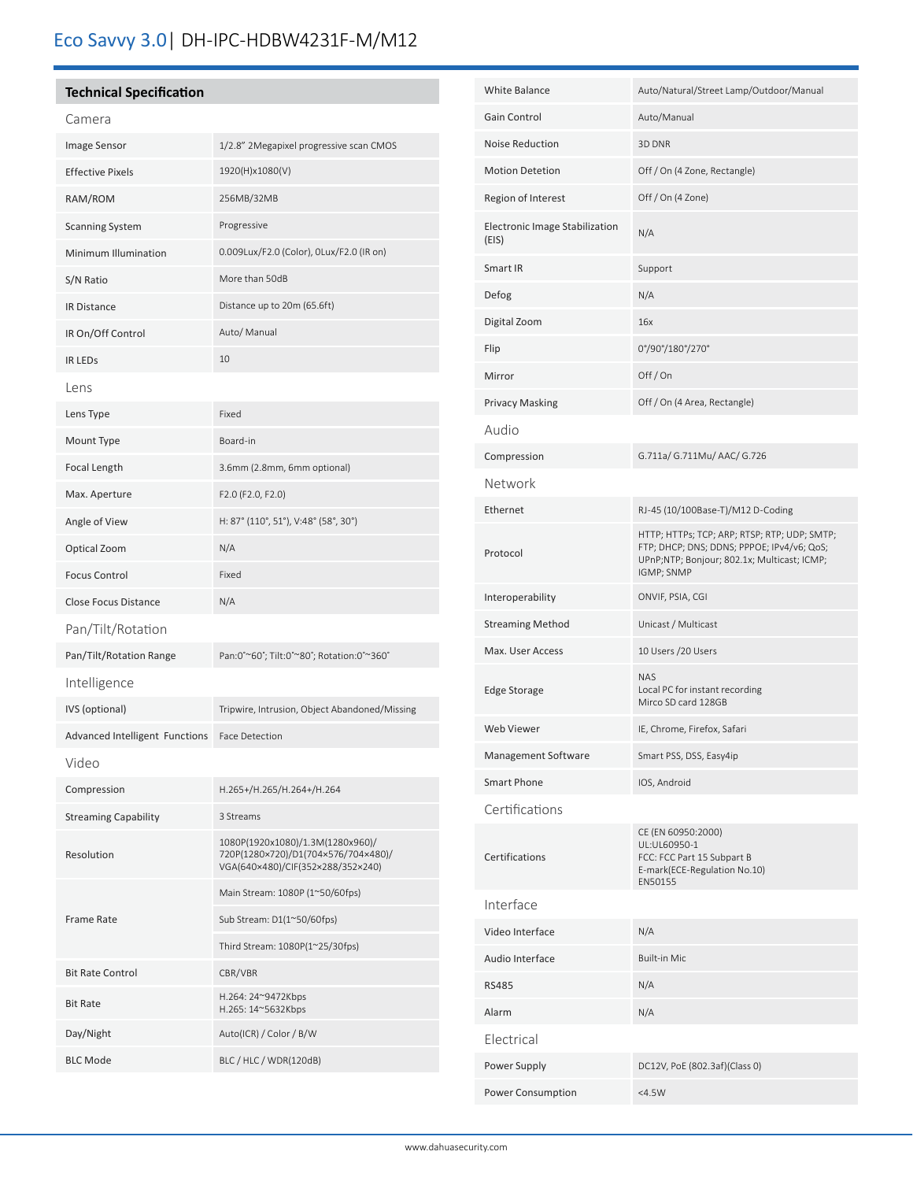# Eco Savvy 3.0 | DH-IPC-HDBW4231F-M/M12

## Technical Specification

### Camera

| | |
|---|---|
| Image Sensor | 1/2.8" 2Megapixel progressive scan CMOS |
| Effective Pixels | 1920(H)x1080(V) |
| RAM/ROM | 256MB/32MB |
| Scanning System | Progressive |
| Minimum Illumination | 0.009Lux/F2.0 (Color), 0Lux/F2.0 (IR on) |
| S/N Ratio | More than 50dB |
| IR Distance | Distance up to 20m (65.6ft) |
| IR On/Off Control | Auto/ Manual |
| IR LEDs | 10 |

### Lens

| | |
|---|---|
| Lens Type | Fixed |
| Mount Type | Board-in |
| Focal Length | 3.6mm (2.8mm, 6mm optional) |
| Max. Aperture | F2.0 (F2.0, F2.0) |
| Angle of View | H: 87° (110°, 51°), V:48° (58°, 30°) |
| Optical Zoom | N/A |
| Focus Control | Fixed |
| Close Focus Distance | N/A |

### Pan/Tilt/Rotation

| | |
|---|---|
| Pan/Tilt/Rotation Range | Pan:0°~60°; Tilt:0°~80°; Rotation:0°~360° |

### Intelligence

| | |
|---|---|
| IVS (optional) | Tripwire, Intrusion, Object Abandoned/Missing |
| Advanced Intelligent Functions | Face Detection |

### Video

| | |
|---|---|
| Compression | H.265+/H.265/H.264+/H.264 |
| Streaming Capability | 3 Streams |
| Resolution | 1080P(1920x1080)/1.3M(1280x960)/ 720P(1280×720)/D1(704×576/704×480)/ VGA(640×480)/CIF(352×288/352×240) |
| Frame Rate | Main Stream: 1080P (1~50/60fps) |
| | Sub Stream: D1(1~50/60fps) |
| | Third Stream: 1080P(1~25/30fps) |
| Bit Rate Control | CBR/VBR |
| Bit Rate | H.264: 24~9472Kbps<br>H.265: 14~5632Kbps |
| Day/Night | Auto(ICR) / Color / B/W |
| BLC Mode | BLC / HLC / WDR(120dB) |
| White Balance | Auto/Natural/Street Lamp/Outdoor/Manual |
| Gain Control | Auto/Manual |
| Noise Reduction | 3D DNR |
| Motion Detetion | Off / On (4 Zone, Rectangle) |
| Region of Interest | Off / On (4 Zone) |
| Electronic Image Stabilization (EIS) | N/A |
| Smart IR | Support |
| Defog | N/A |
| Digital Zoom | 16x |
| Flip | 0°/90°/180°/270° |
| Mirror | Off / On |
| Privacy Masking | Off / On (4 Area, Rectangle) |

### Audio

| | |
|---|---|
| Compression | G.711a/ G.711Mu/ AAC/ G.726 |

### Network

| | |
|---|---|
| Ethernet | RJ-45 (10/100Base-T)/M12 D-Coding |
| Protocol | HTTP; HTTPs; TCP; ARP; RTSP; RTP; UDP; SMTP; FTP; DHCP; DNS; DDNS; PPPOE; IPv4/v6; QoS; UPnP;NTP; Bonjour; 802.1x; Multicast; ICMP; IGMP; SNMP |
| Interoperability | ONVIF, PSIA, CGI |
| Streaming Method | Unicast / Multicast |
| Max. User Access | 10 Users /20 Users |
| Edge Storage | NAS<br>Local PC for instant recording<br>Mirco SD card 128GB |
| Web Viewer | IE, Chrome, Firefox, Safari |
| Management Software | Smart PSS, DSS, Easy4ip |
| Smart Phone | IOS, Android |

### Certifications

| | |
|---|---|
| Certifications | CE (EN 60950:2000)<br>UL:UL60950-1<br>FCC: FCC Part 15 Subpart B<br>E-mark(ECE-Regulation No.10)<br>EN50155 |

### Interface

| | |
|---|---|
| Video Interface | N/A |
| Audio Interface | Built-in Mic |
| RS485 | N/A |
| Alarm | N/A |

### Electrical

| | |
|---|---|
| Power Supply | DC12V, PoE (802.3af)(Class 0) |
| Power Consumption | <4.5W |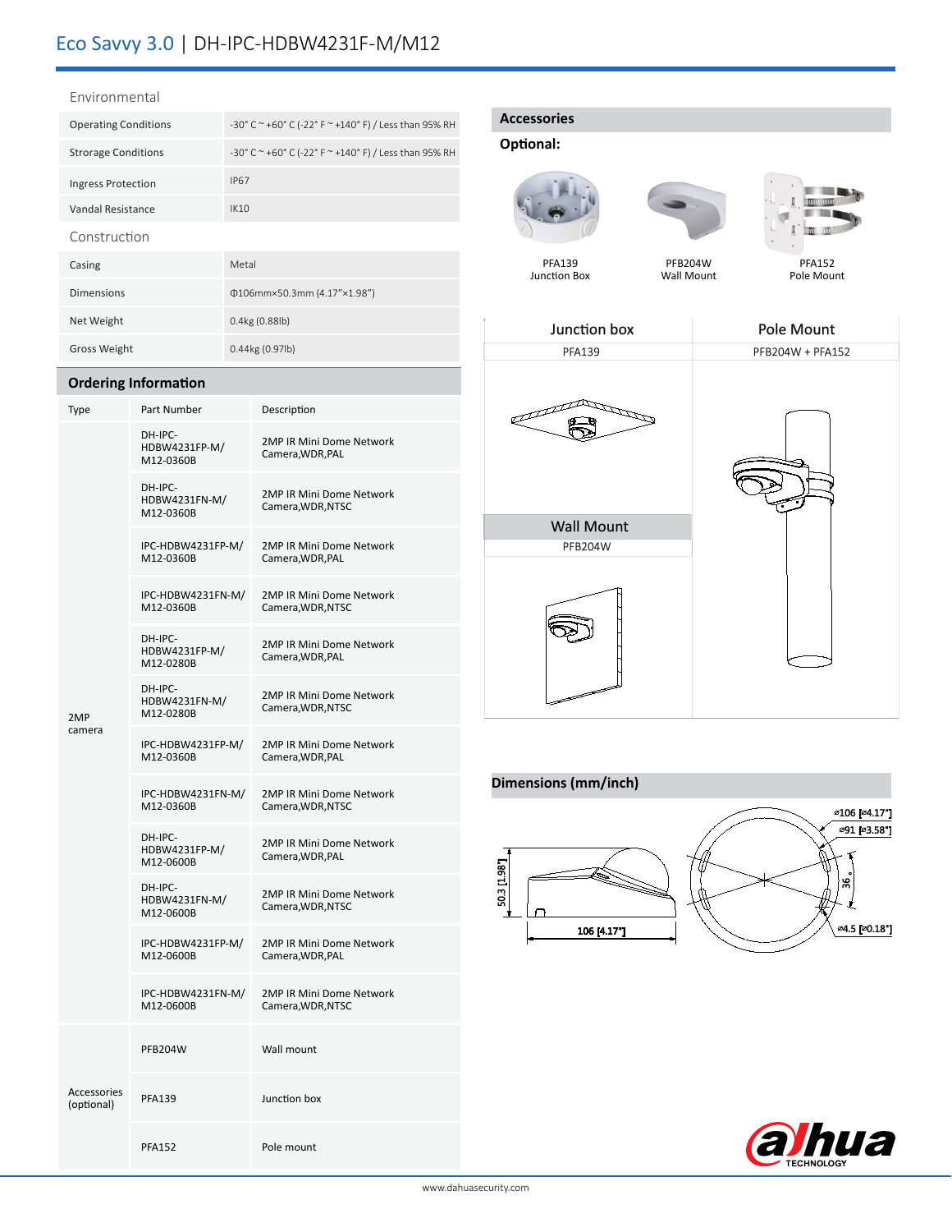# Eco Savvy 3.0 | DH-IPC-HDBW4231F-M/M12

## Environmental

| | |
|---|---|
| Operating Conditions | -30° C ~ +60° C (-22° F ~ +140° F) / Less than 95% RH |
| Strorage Conditions | -30° C ~ +60° C (-22° F ~ +140° F) / Less than 95% RH |
| Ingress Protection | IP67 |
| Vandal Resistance | IK10 |

## Construction

| | |
|---|---|
| Casing | Metal |
| Dimensions | Φ106mm×50.3mm (4.17"×1.98") |
| Net Weight | 0.4kg (0.88lb) |
| Gross Weight | 0.44kg (0.97lb) |

## Ordering Information

| Type | Part Number | Description |
|---|---|---|
| 2MP camera | DH-IPC-HDBW4231FP-M/M12-0360B | 2MP IR Mini Dome Network Camera,WDR,PAL |
| | DH-IPC-HDBW4231FN-M/M12-0360B | 2MP IR Mini Dome Network Camera,WDR,NTSC |
| | IPC-HDBW4231FP-M/M12-0360B | 2MP IR Mini Dome Network Camera,WDR,PAL |
| | IPC-HDBW4231FN-M/M12-0360B | 2MP IR Mini Dome Network Camera,WDR,NTSC |
| | DH-IPC-HDBW4231FP-M/M12-0280B | 2MP IR Mini Dome Network Camera,WDR,PAL |
| | DH-IPC-HDBW4231FN-M/M12-0280B | 2MP IR Mini Dome Network Camera,WDR,NTSC |
| | IPC-HDBW4231FP-M/M12-0360B | 2MP IR Mini Dome Network Camera,WDR,PAL |
| | IPC-HDBW4231FN-M/M12-0360B | 2MP IR Mini Dome Network Camera,WDR,NTSC |
| | DH-IPC-HDBW4231FP-M/M12-0600B | 2MP IR Mini Dome Network Camera,WDR,PAL |
| | DH-IPC-HDBW4231FN-M/M12-0600B | 2MP IR Mini Dome Network Camera,WDR,NTSC |
| | IPC-HDBW4231FP-M/M12-0600B | 2MP IR Mini Dome Network Camera,WDR,PAL |
| | IPC-HDBW4231FN-M/M12-0600B | 2MP IR Mini Dome Network Camera,WDR,NTSC |
| Accessories (optional) | PFB204W | Wall mount |
| | PFA139 | Junction box |
| | PFA152 | Pole mount |

## Accessories

**Optional:**

PFA139 Junction Box

PFB204W Wall Mount

PFA152 Pole Mount

| Junction box | Pole Mount |
|---|---|
| PFA139 | PFB204W + PFA152 |

Wall Mount

PFB204W

## Dimensions (mm/inch)

⌀106 [⌀4.17"]

⌀91 [⌀3.58"]

36

⌀4.5 [⌀0.18"]

50.3 [1.98"]

106 [4.17"]